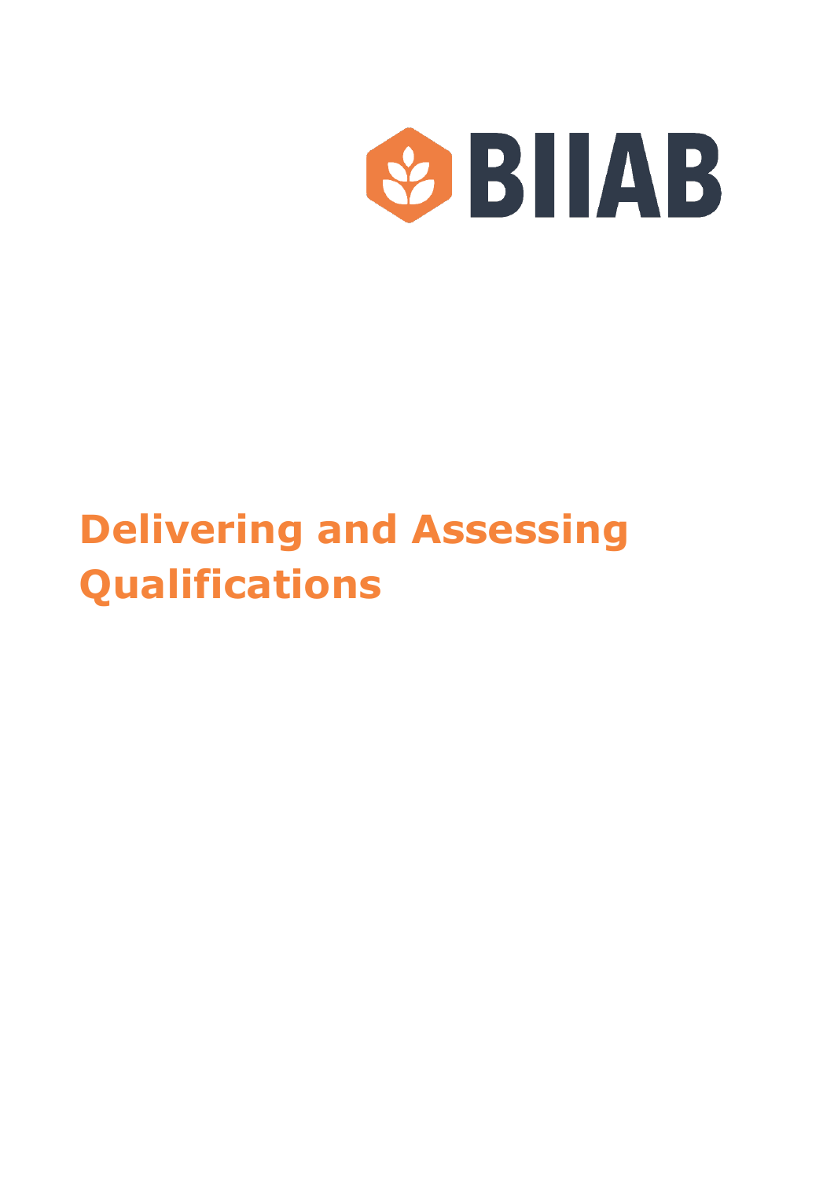BIIAB

# Delivering and Assessing Qualifications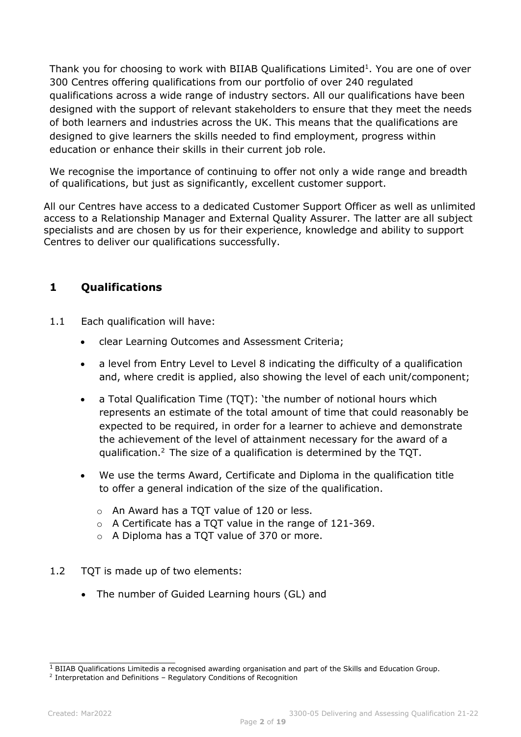Thank you for choosing to work with BIIAB Qualifications Limited[1]. You are one of over 300 Centres offering qualifications from our portfolio of over 240 regulated qualifications across a wide range of industry sectors. All our qualifications have been designed with the support of relevant stakeholders to ensure that they meet the needs of both learners and industries across the UK. This means that the qualifications are designed to give learners the skills needed to find employment, progress within education or enhance their skills in their current job role.

We recognise the importance of continuing to offer not only a wide range and breadth of qualifications, but just as significantly, excellent customer support.

All our Centres have access to a dedicated Customer Support Officer as well as unlimited access to a Relationship Manager and External Quality Assurer. The latter are all subject specialists and are chosen by us for their experience, knowledge and ability to support Centres to deliver our qualifications successfully.

## 1 Qualifications

1.1 Each qualification will have:

- clear Learning Outcomes and Assessment Criteria;
- a level from Entry Level to Level 8 indicating the difficulty of a qualification and, where credit is applied, also showing the level of each unit/component;
- a Total Qualification Time (TQT): 'the number of notional hours which represents an estimate of the total amount of time that could reasonably be expected to be required, in order for a learner to achieve and demonstrate the achievement of the level of attainment necessary for the award of a qualification.[2] The size of a qualification is determined by the TQT.
- We use the terms Award, Certificate and Diploma in the qualification title to offer a general indication of the size of the qualification.
  - An Award has a TQT value of 120 or less.
  - A Certificate has a TQT value in the range of 121-369.
  - A Diploma has a TQT value of 370 or more.

1.2 TQT is made up of two elements:

- The number of Guided Learning hours (GL) and

[1] BIIAB Qualifications Limitedis a recognised awarding organisation and part of the Skills and Education Group.

[2] Interpretation and Definitions – Regulatory Conditions of Recognition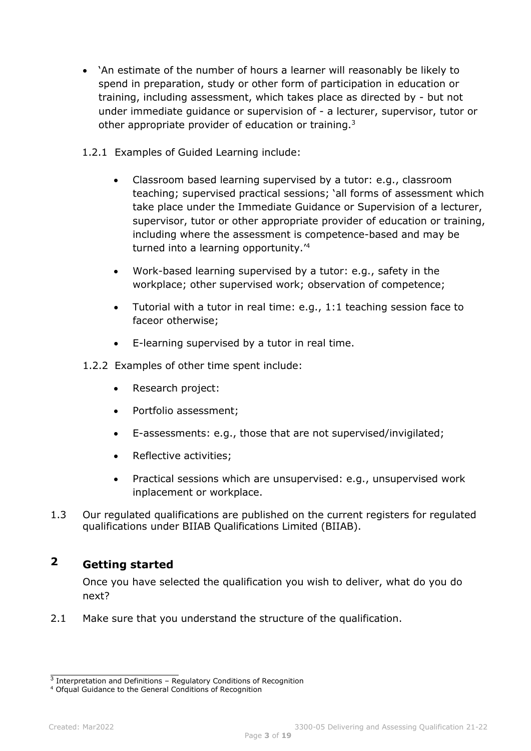- 'An estimate of the number of hours a learner will reasonably be likely to spend in preparation, study or other form of participation in education or training, including assessment, which takes place as directed by - but not under immediate guidance or supervision of - a lecturer, supervisor, tutor or other appropriate provider of education or training.[3]

1.2.1 Examples of Guided Learning include:

- Classroom based learning supervised by a tutor: e.g., classroom teaching; supervised practical sessions; 'all forms of assessment which take place under the Immediate Guidance or Supervision of a lecturer, supervisor, tutor or other appropriate provider of education or training, including where the assessment is competence-based and may be turned into a learning opportunity.'[4]
- Work-based learning supervised by a tutor: e.g., safety in the workplace; other supervised work; observation of competence;
- Tutorial with a tutor in real time: e.g., 1:1 teaching session face to faceor otherwise;
- E-learning supervised by a tutor in real time.

1.2.2 Examples of other time spent include:

- Research project:
- Portfolio assessment;
- E-assessments: e.g., those that are not supervised/invigilated;
- Reflective activities;
- Practical sessions which are unsupervised: e.g., unsupervised work inplacement or workplace.

1.3 Our regulated qualifications are published on the current registers for regulated qualifications under BIIAB Qualifications Limited (BIIAB).

## 2 Getting started

Once you have selected the qualification you wish to deliver, what do you do next?

2.1 Make sure that you understand the structure of the qualification.

---

[3] Interpretation and Definitions – Regulatory Conditions of Recognition

[4] Ofqual Guidance to the General Conditions of Recognition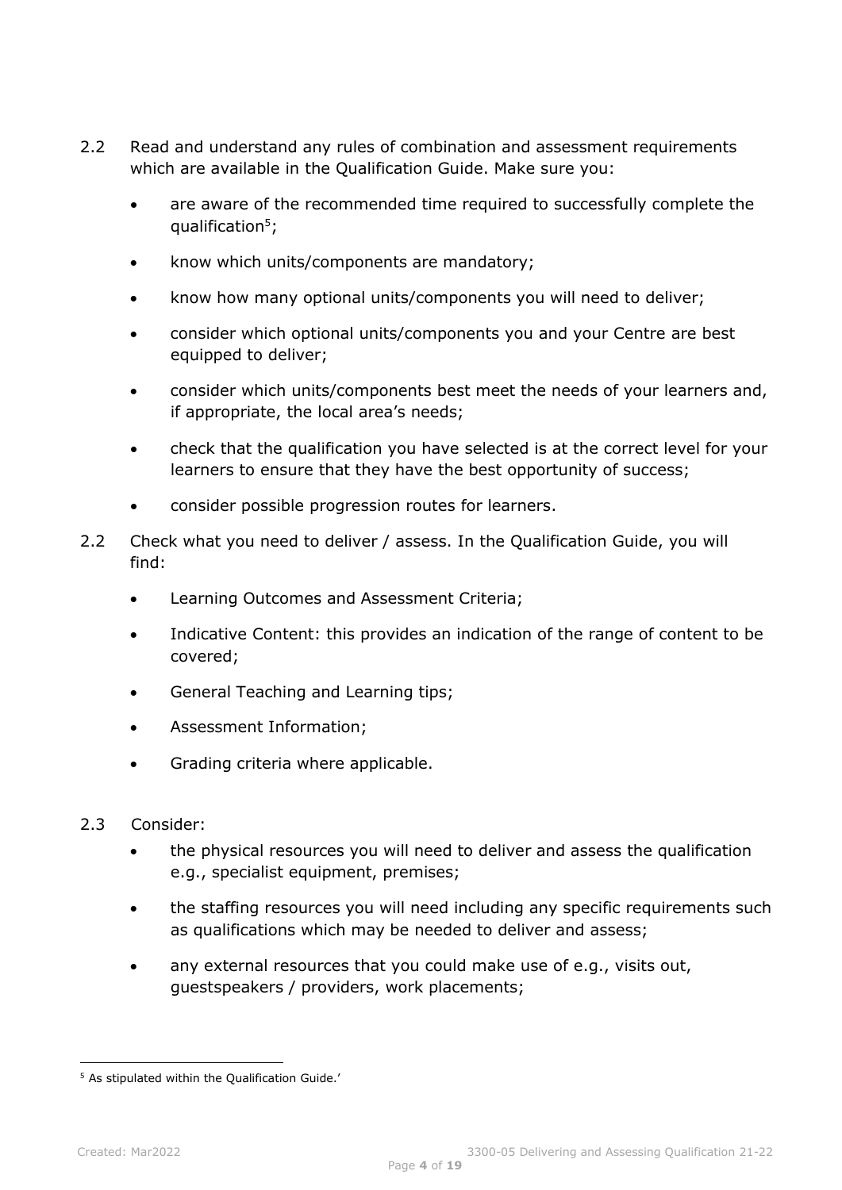2.2 Read and understand any rules of combination and assessment requirements which are available in the Qualification Guide. Make sure you:

- are aware of the recommended time required to successfully complete the qualification[5];
- know which units/components are mandatory;
- know how many optional units/components you will need to deliver;
- consider which optional units/components you and your Centre are best equipped to deliver;
- consider which units/components best meet the needs of your learners and, if appropriate, the local area's needs;
- check that the qualification you have selected is at the correct level for your learners to ensure that they have the best opportunity of success;
- consider possible progression routes for learners.

2.2 Check what you need to deliver / assess. In the Qualification Guide, you will find:

- Learning Outcomes and Assessment Criteria;
- Indicative Content: this provides an indication of the range of content to be covered;
- General Teaching and Learning tips;
- Assessment Information;
- Grading criteria where applicable.

2.3 Consider:

- the physical resources you will need to deliver and assess the qualification e.g., specialist equipment, premises;
- the staffing resources you will need including any specific requirements such as qualifications which may be needed to deliver and assess;
- any external resources that you could make use of e.g., visits out, guestspeakers / providers, work placements;

[5] As stipulated within the Qualification Guide.'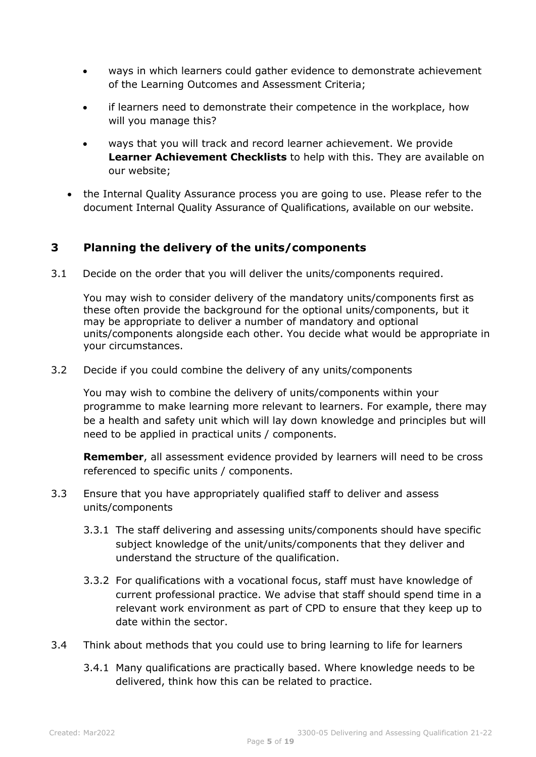- ways in which learners could gather evidence to demonstrate achievement of the Learning Outcomes and Assessment Criteria;
  - if learners need to demonstrate their competence in the workplace, how will you manage this?
  - ways that you will track and record learner achievement. We provide **Learner Achievement Checklists** to help with this. They are available on our website;
- the Internal Quality Assurance process you are going to use. Please refer to the document Internal Quality Assurance of Qualifications, available on our website.

## 3 Planning the delivery of the units/components

3.1 Decide on the order that you will deliver the units/components required.

You may wish to consider delivery of the mandatory units/components first as these often provide the background for the optional units/components, but it may be appropriate to deliver a number of mandatory and optional units/components alongside each other. You decide what would be appropriate in your circumstances.

3.2 Decide if you could combine the delivery of any units/components

You may wish to combine the delivery of units/components within your programme to make learning more relevant to learners. For example, there may be a health and safety unit which will lay down knowledge and principles but will need to be applied in practical units / components.

**Remember**, all assessment evidence provided by learners will need to be cross referenced to specific units / components.

3.3 Ensure that you have appropriately qualified staff to deliver and assess units/components

3.3.1 The staff delivering and assessing units/components should have specific subject knowledge of the unit/units/components that they deliver and understand the structure of the qualification.

3.3.2 For qualifications with a vocational focus, staff must have knowledge of current professional practice. We advise that staff should spend time in a relevant work environment as part of CPD to ensure that they keep up to date within the sector.

3.4 Think about methods that you could use to bring learning to life for learners

3.4.1 Many qualifications are practically based. Where knowledge needs to be delivered, think how this can be related to practice.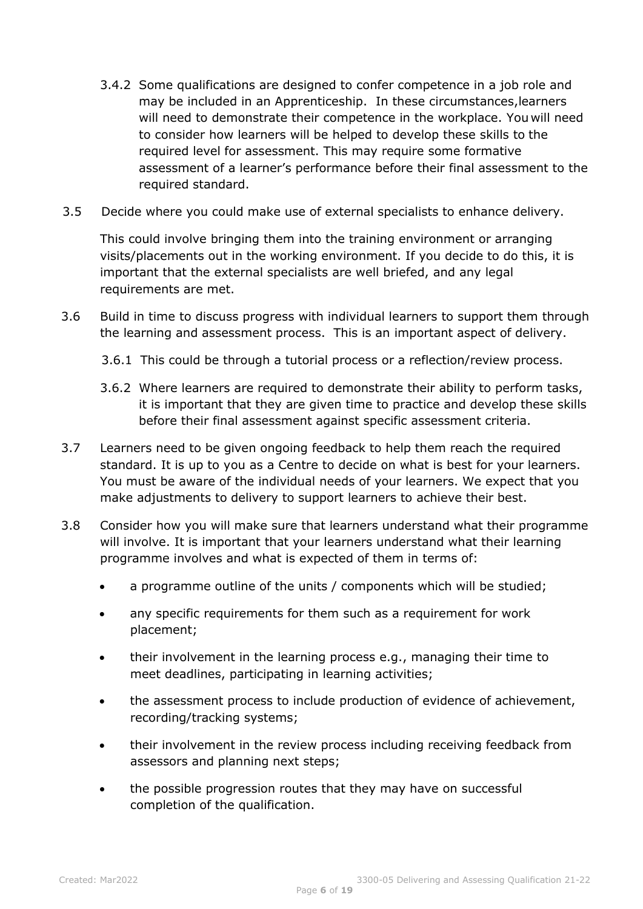3.4.2 Some qualifications are designed to confer competence in a job role and may be included in an Apprenticeship. In these circumstances, learners will need to demonstrate their competence in the workplace. You will need to consider how learners will be helped to develop these skills to the required level for assessment. This may require some formative assessment of a learner's performance before their final assessment to the required standard.

3.5 Decide where you could make use of external specialists to enhance delivery.

This could involve bringing them into the training environment or arranging visits/placements out in the working environment. If you decide to do this, it is important that the external specialists are well briefed, and any legal requirements are met.

3.6 Build in time to discuss progress with individual learners to support them through the learning and assessment process. This is an important aspect of delivery.

3.6.1 This could be through a tutorial process or a reflection/review process.

3.6.2 Where learners are required to demonstrate their ability to perform tasks, it is important that they are given time to practice and develop these skills before their final assessment against specific assessment criteria.

3.7 Learners need to be given ongoing feedback to help them reach the required standard. It is up to you as a Centre to decide on what is best for your learners. You must be aware of the individual needs of your learners. We expect that you make adjustments to delivery to support learners to achieve their best.

3.8 Consider how you will make sure that learners understand what their programme will involve. It is important that your learners understand what their learning programme involves and what is expected of them in terms of:

- a programme outline of the units / components which will be studied;
- any specific requirements for them such as a requirement for work placement;
- their involvement in the learning process e.g., managing their time to meet deadlines, participating in learning activities;
- the assessment process to include production of evidence of achievement, recording/tracking systems;
- their involvement in the review process including receiving feedback from assessors and planning next steps;
- the possible progression routes that they may have on successful completion of the qualification.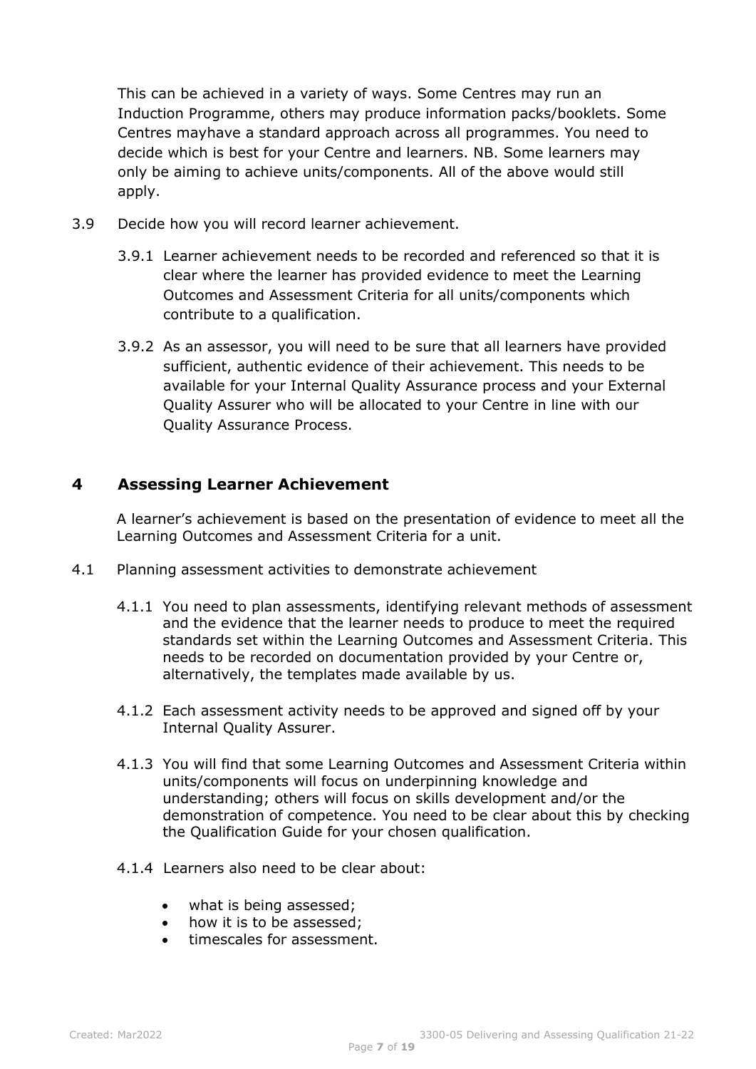This can be achieved in a variety of ways. Some Centres may run an Induction Programme, others may produce information packs/booklets. Some Centres mayhave a standard approach across all programmes. You need to decide which is best for your Centre and learners. NB. Some learners may only be aiming to achieve units/components. All of the above would still apply.

3.9 Decide how you will record learner achievement.

3.9.1 Learner achievement needs to be recorded and referenced so that it is clear where the learner has provided evidence to meet the Learning Outcomes and Assessment Criteria for all units/components which contribute to a qualification.

3.9.2 As an assessor, you will need to be sure that all learners have provided sufficient, authentic evidence of their achievement. This needs to be available for your Internal Quality Assurance process and your External Quality Assurer who will be allocated to your Centre in line with our Quality Assurance Process.

## 4 Assessing Learner Achievement

A learner's achievement is based on the presentation of evidence to meet all the Learning Outcomes and Assessment Criteria for a unit.

4.1 Planning assessment activities to demonstrate achievement

4.1.1 You need to plan assessments, identifying relevant methods of assessment and the evidence that the learner needs to produce to meet the required standards set within the Learning Outcomes and Assessment Criteria. This needs to be recorded on documentation provided by your Centre or, alternatively, the templates made available by us.

4.1.2 Each assessment activity needs to be approved and signed off by your Internal Quality Assurer.

4.1.3 You will find that some Learning Outcomes and Assessment Criteria within units/components will focus on underpinning knowledge and understanding; others will focus on skills development and/or the demonstration of competence. You need to be clear about this by checking the Qualification Guide for your chosen qualification.

4.1.4 Learners also need to be clear about:

- what is being assessed;
- how it is to be assessed;
- timescales for assessment.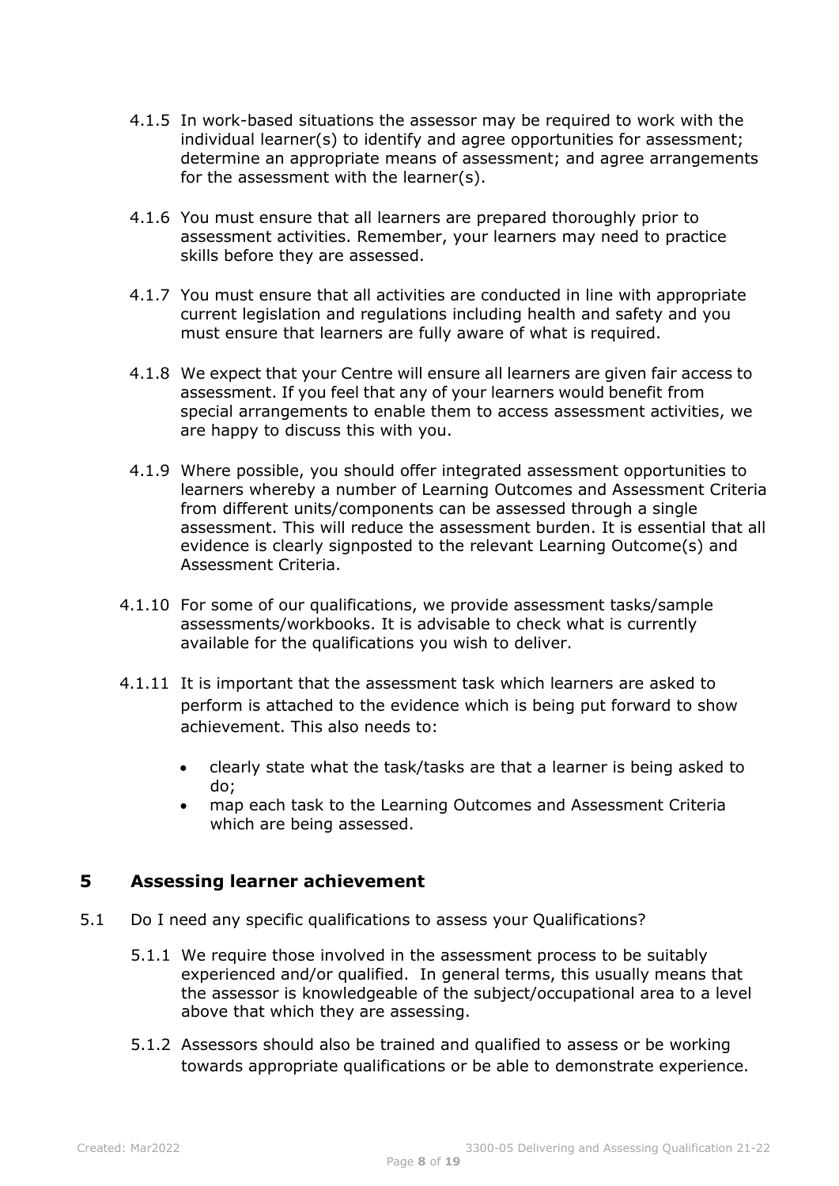4.1.5 In work-based situations the assessor may be required to work with the individual learner(s) to identify and agree opportunities for assessment; determine an appropriate means of assessment; and agree arrangements for the assessment with the learner(s).

4.1.6 You must ensure that all learners are prepared thoroughly prior to assessment activities. Remember, your learners may need to practice skills before they are assessed.

4.1.7 You must ensure that all activities are conducted in line with appropriate current legislation and regulations including health and safety and you must ensure that learners are fully aware of what is required.

4.1.8 We expect that your Centre will ensure all learners are given fair access to assessment. If you feel that any of your learners would benefit from special arrangements to enable them to access assessment activities, we are happy to discuss this with you.

4.1.9 Where possible, you should offer integrated assessment opportunities to learners whereby a number of Learning Outcomes and Assessment Criteria from different units/components can be assessed through a single assessment. This will reduce the assessment burden. It is essential that all evidence is clearly signposted to the relevant Learning Outcome(s) and Assessment Criteria.

4.1.10 For some of our qualifications, we provide assessment tasks/sample assessments/workbooks. It is advisable to check what is currently available for the qualifications you wish to deliver.

4.1.11 It is important that the assessment task which learners are asked to perform is attached to the evidence which is being put forward to show achievement. This also needs to:

- clearly state what the task/tasks are that a learner is being asked to do;
- map each task to the Learning Outcomes and Assessment Criteria which are being assessed.

## 5 Assessing learner achievement

5.1 Do I need any specific qualifications to assess your Qualifications?

5.1.1 We require those involved in the assessment process to be suitably experienced and/or qualified. In general terms, this usually means that the assessor is knowledgeable of the subject/occupational area to a level above that which they are assessing.

5.1.2 Assessors should also be trained and qualified to assess or be working towards appropriate qualifications or be able to demonstrate experience.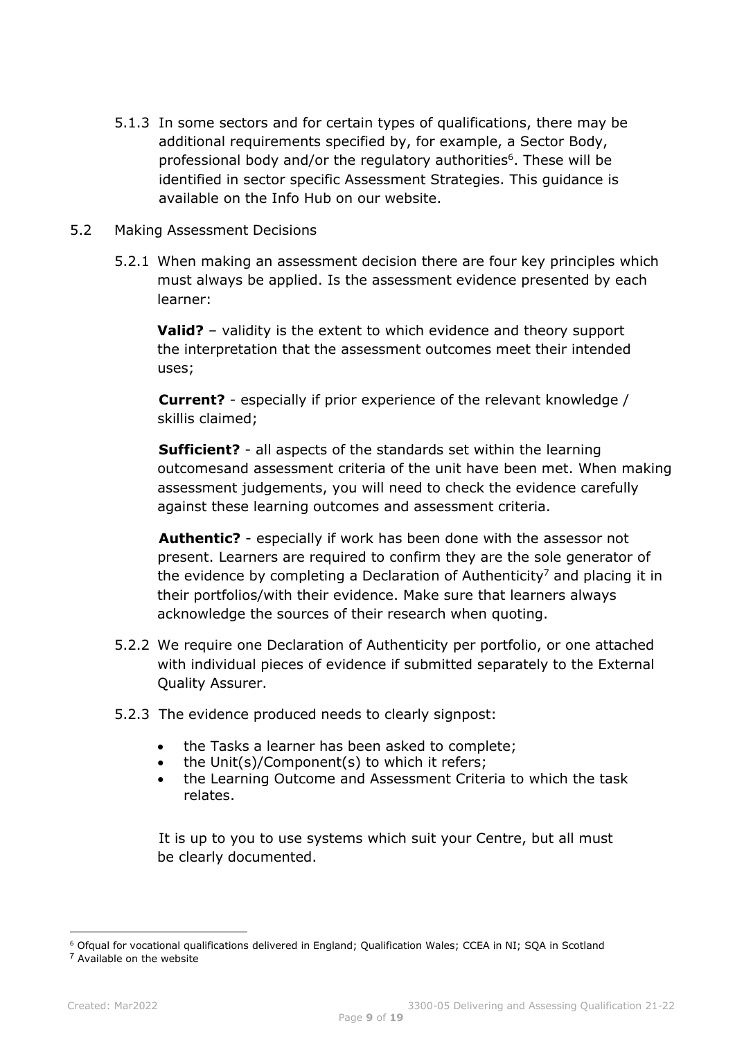5.1.3 In some sectors and for certain types of qualifications, there may be additional requirements specified by, for example, a Sector Body, professional body and/or the regulatory authorities[6]. These will be identified in sector specific Assessment Strategies. This guidance is available on the Info Hub on our website.

5.2 Making Assessment Decisions

5.2.1 When making an assessment decision there are four key principles which must always be applied. Is the assessment evidence presented by each learner:

**Valid?** – validity is the extent to which evidence and theory support the interpretation that the assessment outcomes meet their intended uses;

**Current?** - especially if prior experience of the relevant knowledge / skillis claimed;

**Sufficient?** - all aspects of the standards set within the learning outcomesand assessment criteria of the unit have been met. When making assessment judgements, you will need to check the evidence carefully against these learning outcomes and assessment criteria.

**Authentic?** - especially if work has been done with the assessor not present. Learners are required to confirm they are the sole generator of the evidence by completing a Declaration of Authenticity[7] and placing it in their portfolios/with their evidence. Make sure that learners always acknowledge the sources of their research when quoting.

5.2.2 We require one Declaration of Authenticity per portfolio, or one attached with individual pieces of evidence if submitted separately to the External Quality Assurer.

5.2.3 The evidence produced needs to clearly signpost:

- the Tasks a learner has been asked to complete;
- the Unit(s)/Component(s) to which it refers;
- the Learning Outcome and Assessment Criteria to which the task relates.

It is up to you to use systems which suit your Centre, but all must be clearly documented.

---

[6] Ofqual for vocational qualifications delivered in England; Qualification Wales; CCEA in NI; SQA in Scotland

[7] Available on the website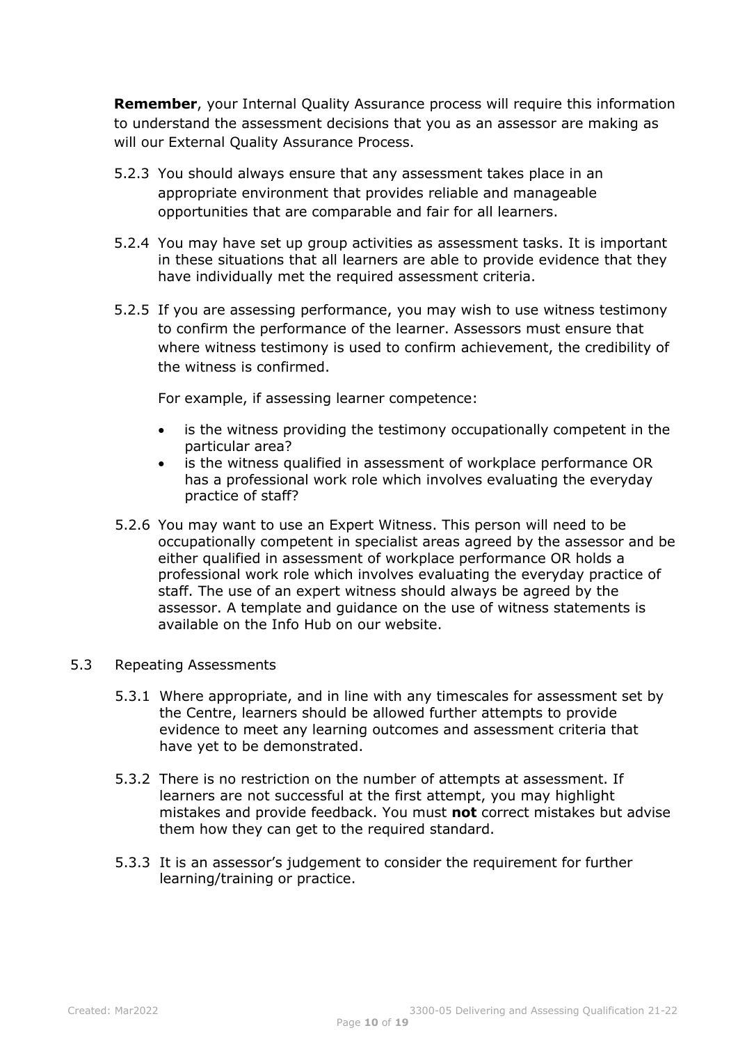**Remember**, your Internal Quality Assurance process will require this information to understand the assessment decisions that you as an assessor are making as will our External Quality Assurance Process.

5.2.3 You should always ensure that any assessment takes place in an appropriate environment that provides reliable and manageable opportunities that are comparable and fair for all learners.

5.2.4 You may have set up group activities as assessment tasks. It is important in these situations that all learners are able to provide evidence that they have individually met the required assessment criteria.

5.2.5 If you are assessing performance, you may wish to use witness testimony to confirm the performance of the learner. Assessors must ensure that where witness testimony is used to confirm achievement, the credibility of the witness is confirmed.

For example, if assessing learner competence:

- is the witness providing the testimony occupationally competent in the particular area?
- is the witness qualified in assessment of workplace performance OR has a professional work role which involves evaluating the everyday practice of staff?

5.2.6 You may want to use an Expert Witness. This person will need to be occupationally competent in specialist areas agreed by the assessor and be either qualified in assessment of workplace performance OR holds a professional work role which involves evaluating the everyday practice of staff. The use of an expert witness should always be agreed by the assessor. A template and guidance on the use of witness statements is available on the Info Hub on our website.

5.3 Repeating Assessments

5.3.1 Where appropriate, and in line with any timescales for assessment set by the Centre, learners should be allowed further attempts to provide evidence to meet any learning outcomes and assessment criteria that have yet to be demonstrated.

5.3.2 There is no restriction on the number of attempts at assessment. If learners are not successful at the first attempt, you may highlight mistakes and provide feedback. You must **not** correct mistakes but advise them how they can get to the required standard.

5.3.3 It is an assessor's judgement to consider the requirement for further learning/training or practice.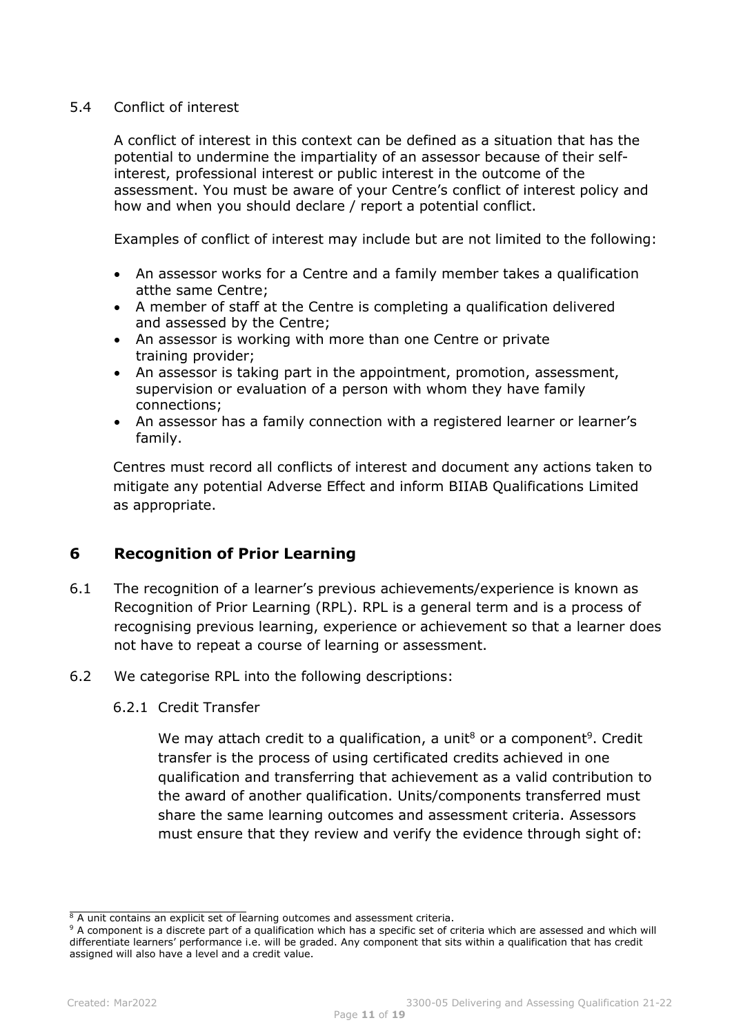5.4 Conflict of interest

A conflict of interest in this context can be defined as a situation that has the potential to undermine the impartiality of an assessor because of their self-interest, professional interest or public interest in the outcome of the assessment. You must be aware of your Centre's conflict of interest policy and how and when you should declare / report a potential conflict.

Examples of conflict of interest may include but are not limited to the following:

- An assessor works for a Centre and a family member takes a qualification atthe same Centre;
- A member of staff at the Centre is completing a qualification delivered and assessed by the Centre;
- An assessor is working with more than one Centre or private training provider;
- An assessor is taking part in the appointment, promotion, assessment, supervision or evaluation of a person with whom they have family connections;
- An assessor has a family connection with a registered learner or learner's family.

Centres must record all conflicts of interest and document any actions taken to mitigate any potential Adverse Effect and inform BIIAB Qualifications Limited as appropriate.

## 6 Recognition of Prior Learning

6.1 The recognition of a learner's previous achievements/experience is known as Recognition of Prior Learning (RPL). RPL is a general term and is a process of recognising previous learning, experience or achievement so that a learner does not have to repeat a course of learning or assessment.

6.2 We categorise RPL into the following descriptions:

6.2.1 Credit Transfer

We may attach credit to a qualification, a unit[8] or a component[9]. Credit transfer is the process of using certificated credits achieved in one qualification and transferring that achievement as a valid contribution to the award of another qualification. Units/components transferred must share the same learning outcomes and assessment criteria. Assessors must ensure that they review and verify the evidence through sight of:

---

[8] A unit contains an explicit set of learning outcomes and assessment criteria.

[9] A component is a discrete part of a qualification which has a specific set of criteria which are assessed and which will differentiate learners' performance i.e. will be graded. Any component that sits within a qualification that has credit assigned will also have a level and a credit value.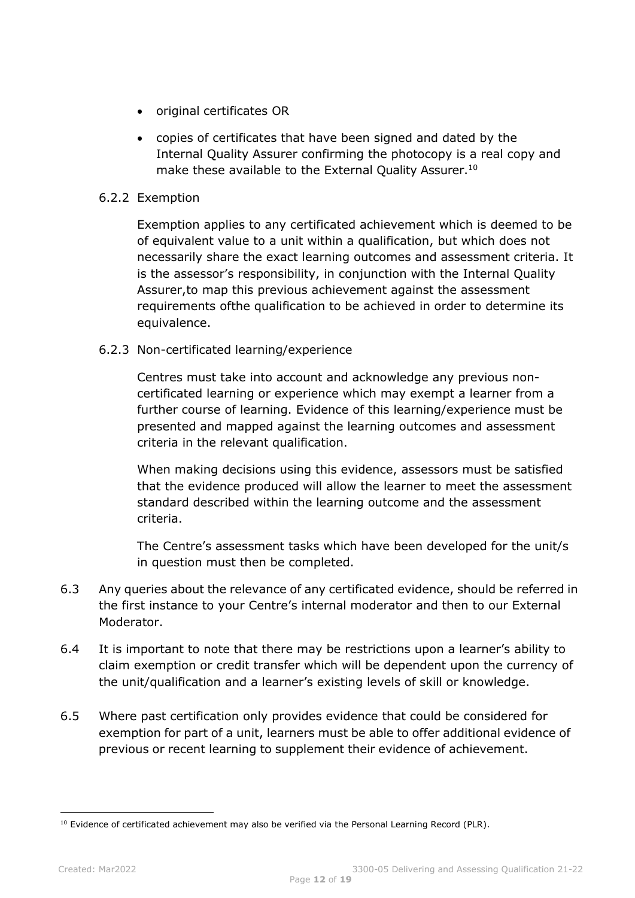- original certificates OR
- copies of certificates that have been signed and dated by the Internal Quality Assurer confirming the photocopy is a real copy and make these available to the External Quality Assurer.[10]

6.2.2 Exemption

Exemption applies to any certificated achievement which is deemed to be of equivalent value to a unit within a qualification, but which does not necessarily share the exact learning outcomes and assessment criteria. It is the assessor's responsibility, in conjunction with the Internal Quality Assurer,to map this previous achievement against the assessment requirements ofthe qualification to be achieved in order to determine its equivalence.

6.2.3 Non-certificated learning/experience

Centres must take into account and acknowledge any previous non-certificated learning or experience which may exempt a learner from a further course of learning. Evidence of this learning/experience must be presented and mapped against the learning outcomes and assessment criteria in the relevant qualification.

When making decisions using this evidence, assessors must be satisfied that the evidence produced will allow the learner to meet the assessment standard described within the learning outcome and the assessment criteria.

The Centre's assessment tasks which have been developed for the unit/s in question must then be completed.

6.3 Any queries about the relevance of any certificated evidence, should be referred in the first instance to your Centre's internal moderator and then to our External Moderator.

6.4 It is important to note that there may be restrictions upon a learner's ability to claim exemption or credit transfer which will be dependent upon the currency of the unit/qualification and a learner's existing levels of skill or knowledge.

6.5 Where past certification only provides evidence that could be considered for exemption for part of a unit, learners must be able to offer additional evidence of previous or recent learning to supplement their evidence of achievement.

[10] Evidence of certificated achievement may also be verified via the Personal Learning Record (PLR).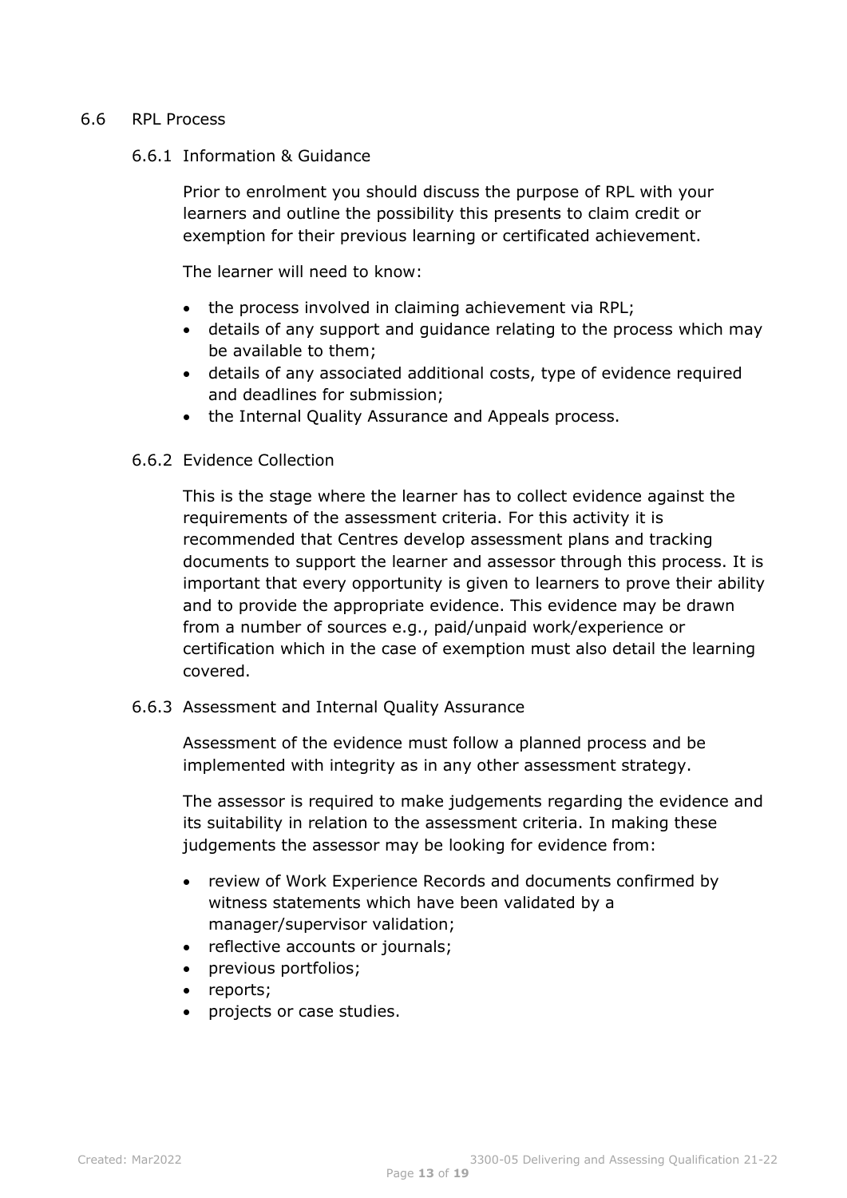## 6.6 RPL Process

### 6.6.1 Information & Guidance

Prior to enrolment you should discuss the purpose of RPL with your learners and outline the possibility this presents to claim credit or exemption for their previous learning or certificated achievement.

The learner will need to know:

- the process involved in claiming achievement via RPL;
- details of any support and guidance relating to the process which may be available to them;
- details of any associated additional costs, type of evidence required and deadlines for submission;
- the Internal Quality Assurance and Appeals process.

### 6.6.2 Evidence Collection

This is the stage where the learner has to collect evidence against the requirements of the assessment criteria. For this activity it is recommended that Centres develop assessment plans and tracking documents to support the learner and assessor through this process. It is important that every opportunity is given to learners to prove their ability and to provide the appropriate evidence. This evidence may be drawn from a number of sources e.g., paid/unpaid work/experience or certification which in the case of exemption must also detail the learning covered.

### 6.6.3 Assessment and Internal Quality Assurance

Assessment of the evidence must follow a planned process and be implemented with integrity as in any other assessment strategy.

The assessor is required to make judgements regarding the evidence and its suitability in relation to the assessment criteria. In making these judgements the assessor may be looking for evidence from:

- review of Work Experience Records and documents confirmed by witness statements which have been validated by a manager/supervisor validation;
- reflective accounts or journals;
- previous portfolios;
- reports;
- projects or case studies.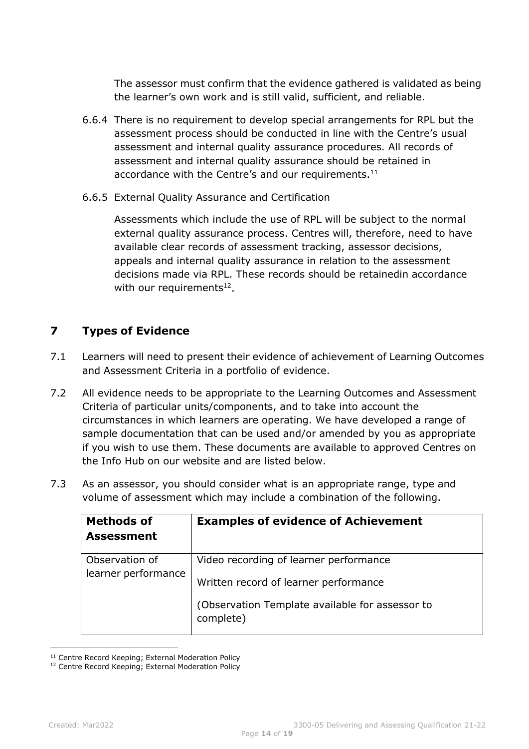The assessor must confirm that the evidence gathered is validated as being the learner's own work and is still valid, sufficient, and reliable.

6.6.4 There is no requirement to develop special arrangements for RPL but the assessment process should be conducted in line with the Centre's usual assessment and internal quality assurance procedures. All records of assessment and internal quality assurance should be retained in accordance with the Centre's and our requirements.[11]

6.6.5 External Quality Assurance and Certification

Assessments which include the use of RPL will be subject to the normal external quality assurance process. Centres will, therefore, need to have available clear records of assessment tracking, assessor decisions, appeals and internal quality assurance in relation to the assessment decisions made via RPL. These records should be retainedin accordance with our requirements[12].

## 7 Types of Evidence

7.1 Learners will need to present their evidence of achievement of Learning Outcomes and Assessment Criteria in a portfolio of evidence.

7.2 All evidence needs to be appropriate to the Learning Outcomes and Assessment Criteria of particular units/components, and to take into account the circumstances in which learners are operating. We have developed a range of sample documentation that can be used and/or amended by you as appropriate if you wish to use them. These documents are available to approved Centres on the Info Hub on our website and are listed below.

7.3 As an assessor, you should consider what is an appropriate range, type and volume of assessment which may include a combination of the following.

| Methods of Assessment | Examples of evidence of Achievement |
| --- | --- |
| Observation of learner performance | Video recording of learner performance<br>Written record of learner performance<br>(Observation Template available for assessor to complete) |

[11] Centre Record Keeping; External Moderation Policy

[12] Centre Record Keeping; External Moderation Policy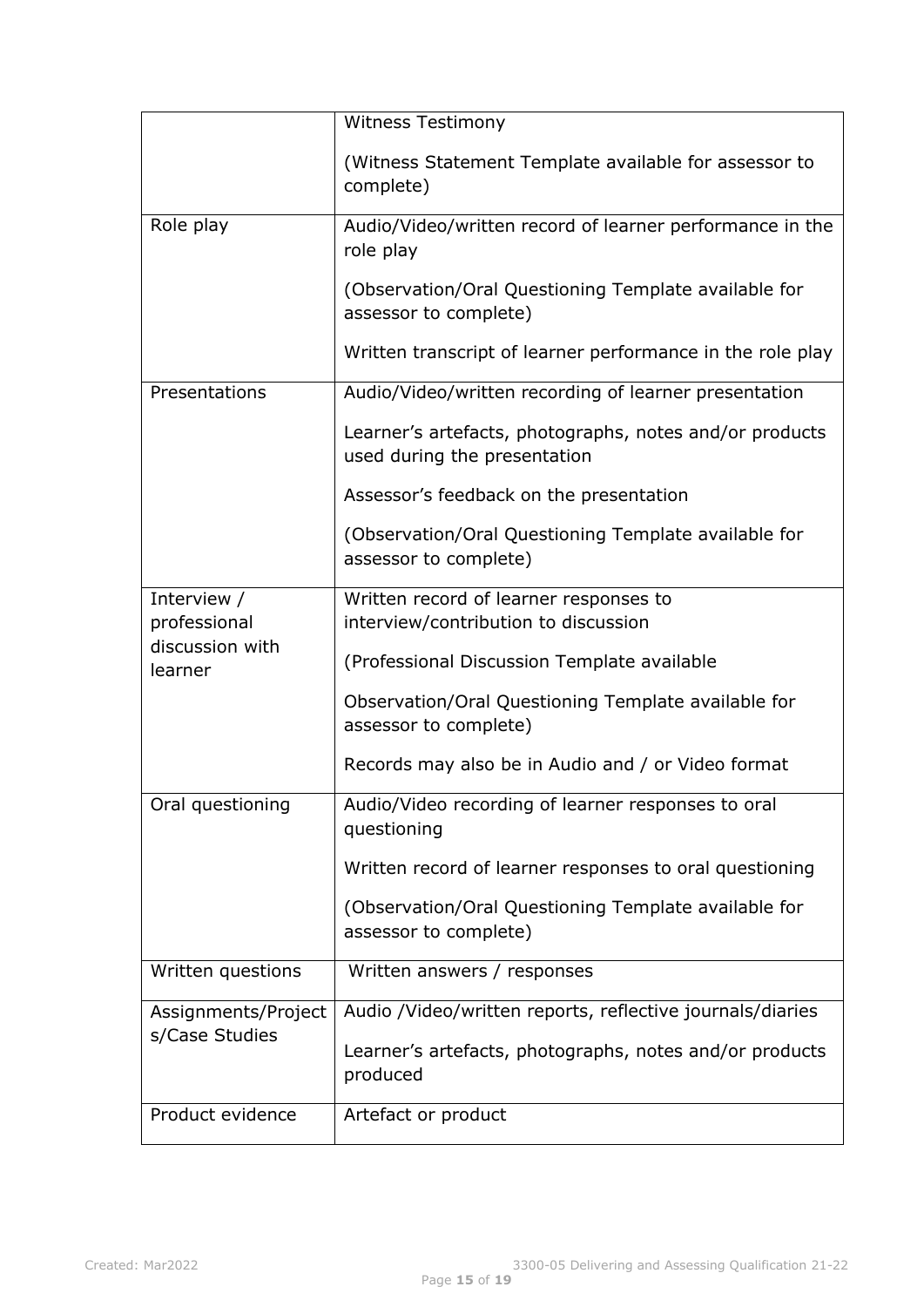| | |
|---|---|
| | Witness Testimony<br><br>(Witness Statement Template available for assessor to complete) |
| Role play | Audio/Video/written record of learner performance in the role play<br><br>(Observation/Oral Questioning Template available for assessor to complete)<br><br>Written transcript of learner performance in the role play |
| Presentations | Audio/Video/written recording of learner presentation<br><br>Learner's artefacts, photographs, notes and/or products used during the presentation<br><br>Assessor's feedback on the presentation<br><br>(Observation/Oral Questioning Template available for assessor to complete) |
| Interview / professional discussion with learner | Written record of learner responses to interview/contribution to discussion<br><br>(Professional Discussion Template available<br><br>Observation/Oral Questioning Template available for assessor to complete)<br><br>Records may also be in Audio and / or Video format |
| Oral questioning | Audio/Video recording of learner responses to oral questioning<br><br>Written record of learner responses to oral questioning<br><br>(Observation/Oral Questioning Template available for assessor to complete) |
| Written questions | Written answers / responses |
| Assignments/Projects/Case Studies | Audio /Video/written reports, reflective journals/diaries<br><br>Learner's artefacts, photographs, notes and/or products produced |
| Product evidence | Artefact or product |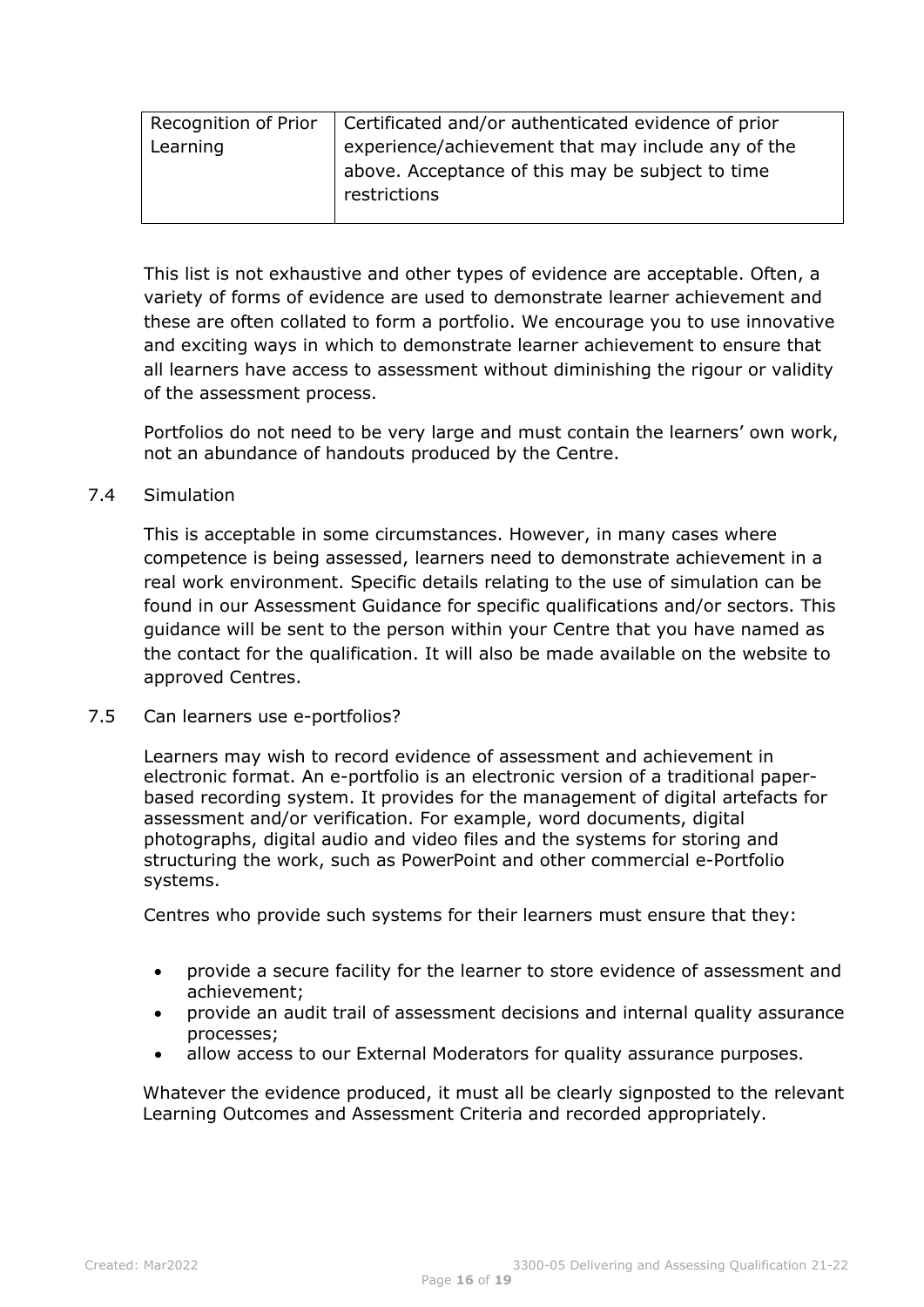| Recognition of Prior Learning | Certificated and/or authenticated evidence of prior experience/achievement that may include any of the above. Acceptance of this may be subject to time restrictions |
|---|---|

This list is not exhaustive and other types of evidence are acceptable. Often, a variety of forms of evidence are used to demonstrate learner achievement and these are often collated to form a portfolio. We encourage you to use innovative and exciting ways in which to demonstrate learner achievement to ensure that all learners have access to assessment without diminishing the rigour or validity of the assessment process.

Portfolios do not need to be very large and must contain the learners' own work, not an abundance of handouts produced by the Centre.

## 7.4 Simulation

This is acceptable in some circumstances. However, in many cases where competence is being assessed, learners need to demonstrate achievement in a real work environment. Specific details relating to the use of simulation can be found in our Assessment Guidance for specific qualifications and/or sectors. This guidance will be sent to the person within your Centre that you have named as the contact for the qualification. It will also be made available on the website to approved Centres.

## 7.5 Can learners use e-portfolios?

Learners may wish to record evidence of assessment and achievement in electronic format. An e-portfolio is an electronic version of a traditional paper-based recording system. It provides for the management of digital artefacts for assessment and/or verification. For example, word documents, digital photographs, digital audio and video files and the systems for storing and structuring the work, such as PowerPoint and other commercial e-Portfolio systems.

Centres who provide such systems for their learners must ensure that they:

- provide a secure facility for the learner to store evidence of assessment and achievement;
- provide an audit trail of assessment decisions and internal quality assurance processes;
- allow access to our External Moderators for quality assurance purposes.

Whatever the evidence produced, it must all be clearly signposted to the relevant Learning Outcomes and Assessment Criteria and recorded appropriately.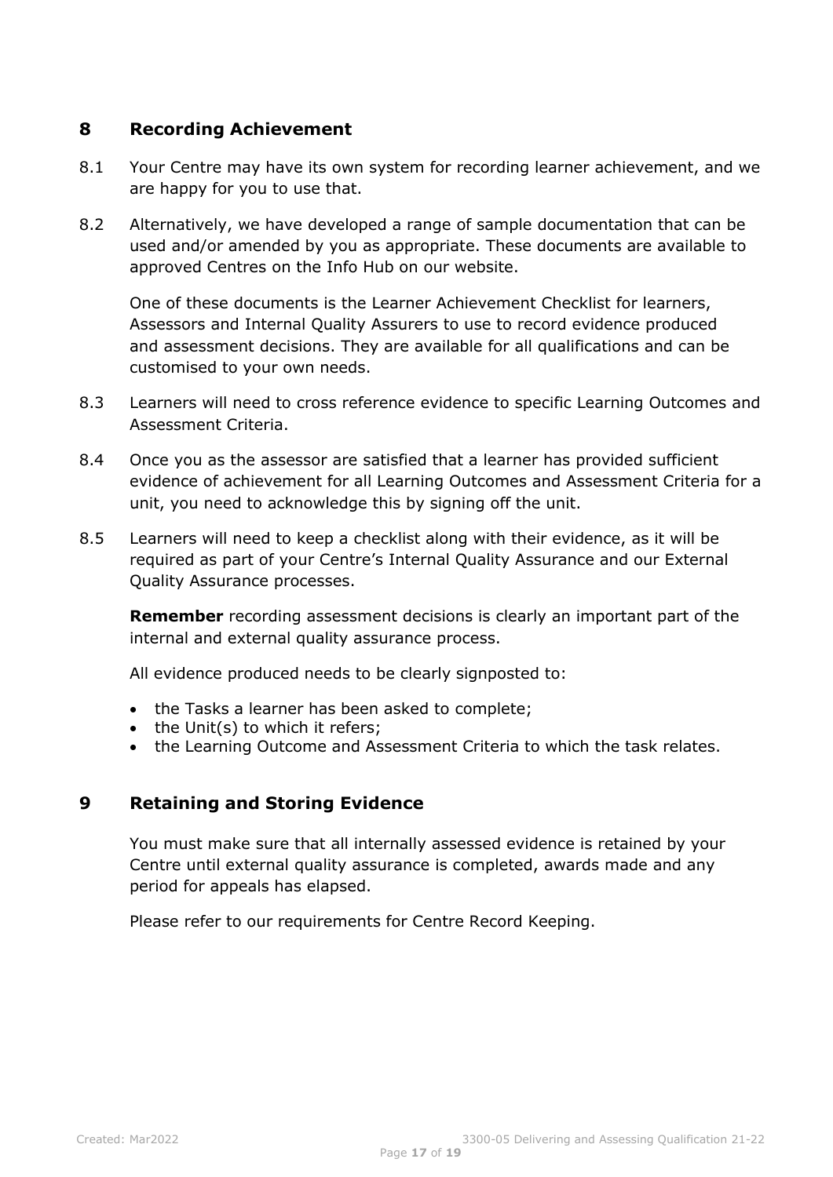## 8 Recording Achievement

8.1 Your Centre may have its own system for recording learner achievement, and we are happy for you to use that.

8.2 Alternatively, we have developed a range of sample documentation that can be used and/or amended by you as appropriate. These documents are available to approved Centres on the Info Hub on our website.

One of these documents is the Learner Achievement Checklist for learners, Assessors and Internal Quality Assurers to use to record evidence produced and assessment decisions. They are available for all qualifications and can be customised to your own needs.

8.3 Learners will need to cross reference evidence to specific Learning Outcomes and Assessment Criteria.

8.4 Once you as the assessor are satisfied that a learner has provided sufficient evidence of achievement for all Learning Outcomes and Assessment Criteria for a unit, you need to acknowledge this by signing off the unit.

8.5 Learners will need to keep a checklist along with their evidence, as it will be required as part of your Centre's Internal Quality Assurance and our External Quality Assurance processes.

**Remember** recording assessment decisions is clearly an important part of the internal and external quality assurance process.

All evidence produced needs to be clearly signposted to:

- the Tasks a learner has been asked to complete;
- the Unit(s) to which it refers;
- the Learning Outcome and Assessment Criteria to which the task relates.

## 9 Retaining and Storing Evidence

You must make sure that all internally assessed evidence is retained by your Centre until external quality assurance is completed, awards made and any period for appeals has elapsed.

Please refer to our requirements for Centre Record Keeping.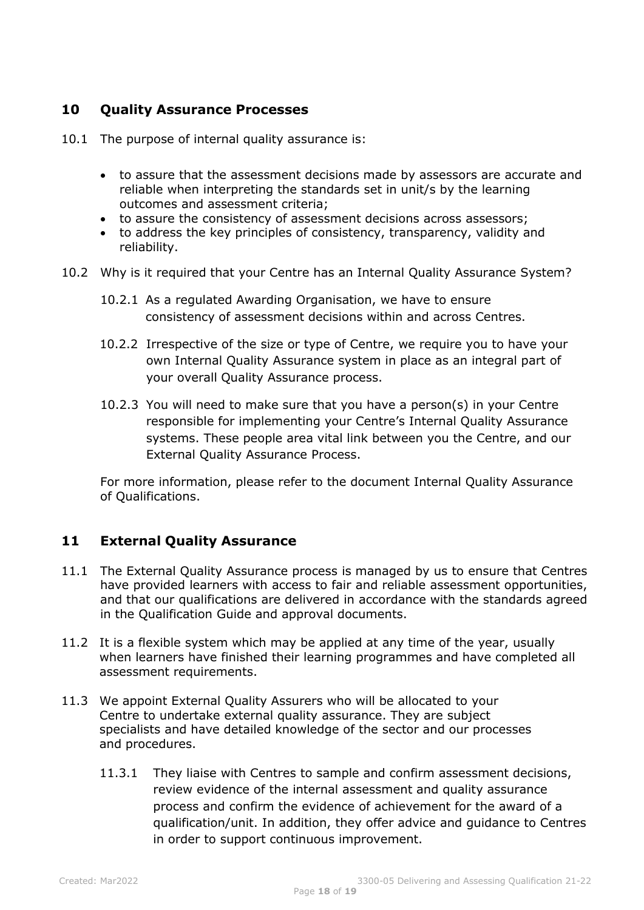## 10 Quality Assurance Processes

10.1 The purpose of internal quality assurance is:

- to assure that the assessment decisions made by assessors are accurate and reliable when interpreting the standards set in unit/s by the learning outcomes and assessment criteria;
- to assure the consistency of assessment decisions across assessors;
- to address the key principles of consistency, transparency, validity and reliability.

10.2 Why is it required that your Centre has an Internal Quality Assurance System?

10.2.1 As a regulated Awarding Organisation, we have to ensure consistency of assessment decisions within and across Centres.

10.2.2 Irrespective of the size or type of Centre, we require you to have your own Internal Quality Assurance system in place as an integral part of your overall Quality Assurance process.

10.2.3 You will need to make sure that you have a person(s) in your Centre responsible for implementing your Centre's Internal Quality Assurance systems. These people area vital link between you the Centre, and our External Quality Assurance Process.

For more information, please refer to the document Internal Quality Assurance of Qualifications.

## 11 External Quality Assurance

11.1 The External Quality Assurance process is managed by us to ensure that Centres have provided learners with access to fair and reliable assessment opportunities, and that our qualifications are delivered in accordance with the standards agreed in the Qualification Guide and approval documents.

11.2 It is a flexible system which may be applied at any time of the year, usually when learners have finished their learning programmes and have completed all assessment requirements.

11.3 We appoint External Quality Assurers who will be allocated to your Centre to undertake external quality assurance. They are subject specialists and have detailed knowledge of the sector and our processes and procedures.

11.3.1 They liaise with Centres to sample and confirm assessment decisions, review evidence of the internal assessment and quality assurance process and confirm the evidence of achievement for the award of a qualification/unit. In addition, they offer advice and guidance to Centres in order to support continuous improvement.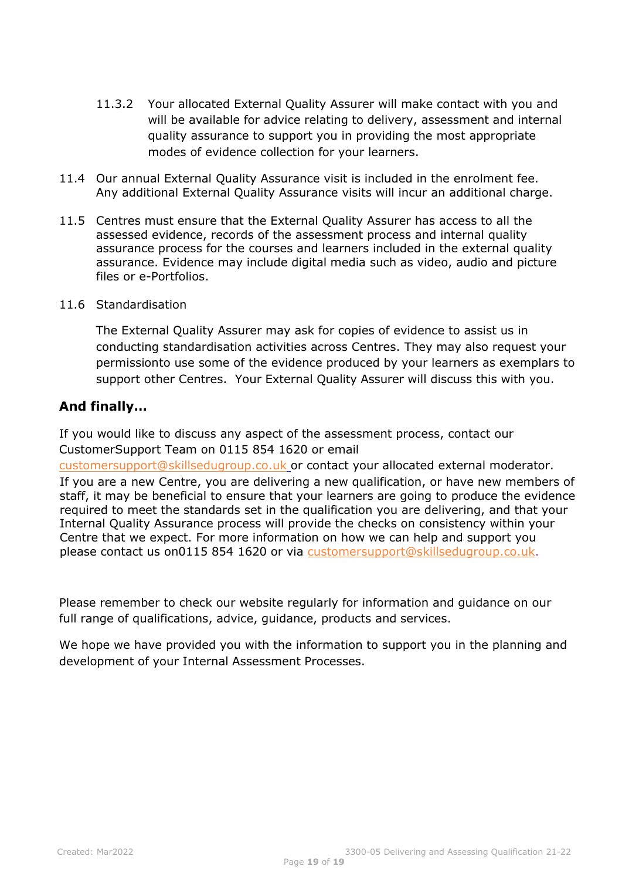11.3.2 Your allocated External Quality Assurer will make contact with you and will be available for advice relating to delivery, assessment and internal quality assurance to support you in providing the most appropriate modes of evidence collection for your learners.

11.4 Our annual External Quality Assurance visit is included in the enrolment fee. Any additional External Quality Assurance visits will incur an additional charge.

11.5 Centres must ensure that the External Quality Assurer has access to all the assessed evidence, records of the assessment process and internal quality assurance process for the courses and learners included in the external quality assurance. Evidence may include digital media such as video, audio and picture files or e-Portfolios.

11.6 Standardisation

The External Quality Assurer may ask for copies of evidence to assist us in conducting standardisation activities across Centres. They may also request your permissionto use some of the evidence produced by your learners as exemplars to support other Centres. Your External Quality Assurer will discuss this with you.

## And finally…

If you would like to discuss any aspect of the assessment process, contact our CustomerSupport Team on 0115 854 1620 or email customersupport@skillsedugroup.co.uk or contact your allocated external moderator.

If you are a new Centre, you are delivering a new qualification, or have new members of staff, it may be beneficial to ensure that your learners are going to produce the evidence required to meet the standards set in the qualification you are delivering, and that your Internal Quality Assurance process will provide the checks on consistency within your Centre that we expect. For more information on how we can help and support you please contact us on0115 854 1620 or via customersupport@skillsedugroup.co.uk.

Please remember to check our website regularly for information and guidance on our full range of qualifications, advice, guidance, products and services.

We hope we have provided you with the information to support you in the planning and development of your Internal Assessment Processes.